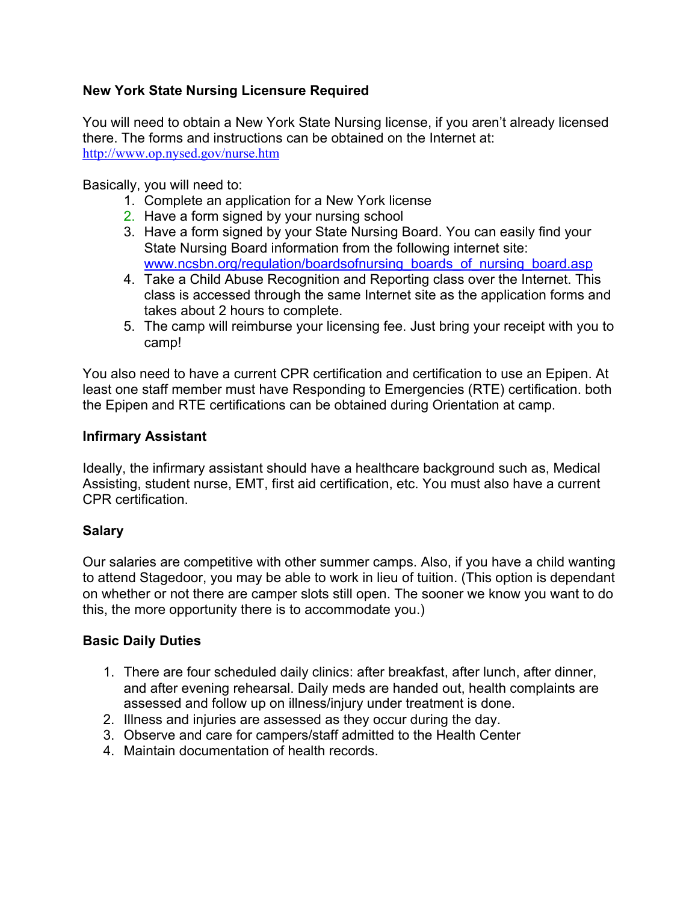**New York State Nursing Licensure Required**

You will need to obtain a New York State Nursing license, if you aren't already licensed there. The forms and instructions can be obtained on the Internet at: http://www.op.nysed.gov/nurse.htm

Basically, you will need to:

1. Complete an application for a New York license
2. Have a form signed by your nursing school
3. Have a form signed by your State Nursing Board. You can easily find your State Nursing Board information from the following internet site: www.ncsbn.org/regulation/boardsofnursing_boards_of_nursing_board.asp
4. Take a Child Abuse Recognition and Reporting class over the Internet. This class is accessed through the same Internet site as the application forms and takes about 2 hours to complete.
5. The camp will reimburse your licensing fee. Just bring your receipt with you to camp!

You also need to have a current CPR certification and certification to use an Epipen. At least one staff member must have Responding to Emergencies (RTE) certification. both the Epipen and RTE certifications can be obtained during Orientation at camp.

**Infirmary Assistant**

Ideally, the infirmary assistant should have a healthcare background such as, Medical Assisting, student nurse, EMT, first aid certification, etc. You must also have a current CPR certification.

**Salary**

Our salaries are competitive with other summer camps. Also, if you have a child wanting to attend Stagedoor, you may be able to work in lieu of tuition. (This option is dependant on whether or not there are camper slots still open. The sooner we know you want to do this, the more opportunity there is to accommodate you.)

**Basic Daily Duties**

1. There are four scheduled daily clinics: after breakfast, after lunch, after dinner, and after evening rehearsal. Daily meds are handed out, health complaints are assessed and follow up on illness/injury under treatment is done.
2. Illness and injuries are assessed as they occur during the day.
3. Observe and care for campers/staff admitted to the Health Center
4. Maintain documentation of health records.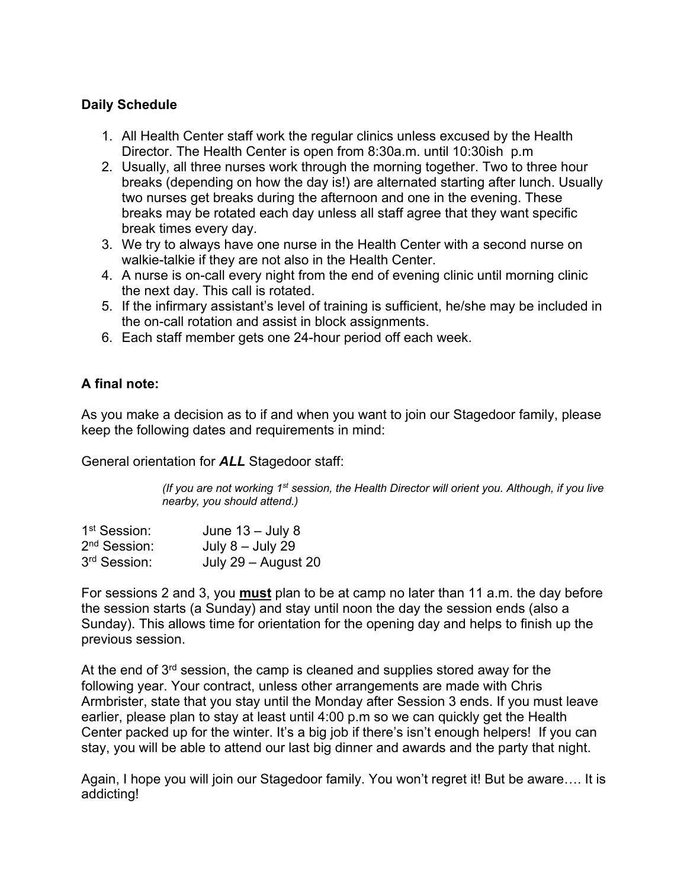**Daily Schedule**

1. All Health Center staff work the regular clinics unless excused by the Health Director. The Health Center is open from 8:30a.m. until 10:30ish p.m
2. Usually, all three nurses work through the morning together. Two to three hour breaks (depending on how the day is!) are alternated starting after lunch. Usually two nurses get breaks during the afternoon and one in the evening. These breaks may be rotated each day unless all staff agree that they want specific break times every day.
3. We try to always have one nurse in the Health Center with a second nurse on walkie-talkie if they are not also in the Health Center.
4. A nurse is on-call every night from the end of evening clinic until morning clinic the next day. This call is rotated.
5. If the infirmary assistant's level of training is sufficient, he/she may be included in the on-call rotation and assist in block assignments.
6. Each staff member gets one 24-hour period off each week.

**A final note:**

As you make a decision as to if and when you want to join our Stagedoor family, please keep the following dates and requirements in mind:

General orientation for ***ALL*** Stagedoor staff:

*(If you are not working 1st session, the Health Director will orient you. Although, if you live nearby, you should attend.)*

| | |
|---|---|
| 1st Session: | June 13 – July 8 |
| 2nd Session: | July 8 – July 29 |
| 3rd Session: | July 29 – August 20 |

For sessions 2 and 3, you **must** plan to be at camp no later than 11 a.m. the day before the session starts (a Sunday) and stay until noon the day the session ends (also a Sunday). This allows time for orientation for the opening day and helps to finish up the previous session.

At the end of 3rd session, the camp is cleaned and supplies stored away for the following year. Your contract, unless other arrangements are made with Chris Armbrister, state that you stay until the Monday after Session 3 ends. If you must leave earlier, please plan to stay at least until 4:00 p.m so we can quickly get the Health Center packed up for the winter. It's a big job if there's isn't enough helpers! If you can stay, you will be able to attend our last big dinner and awards and the party that night.

Again, I hope you will join our Stagedoor family. You won't regret it! But be aware…. It is addicting!